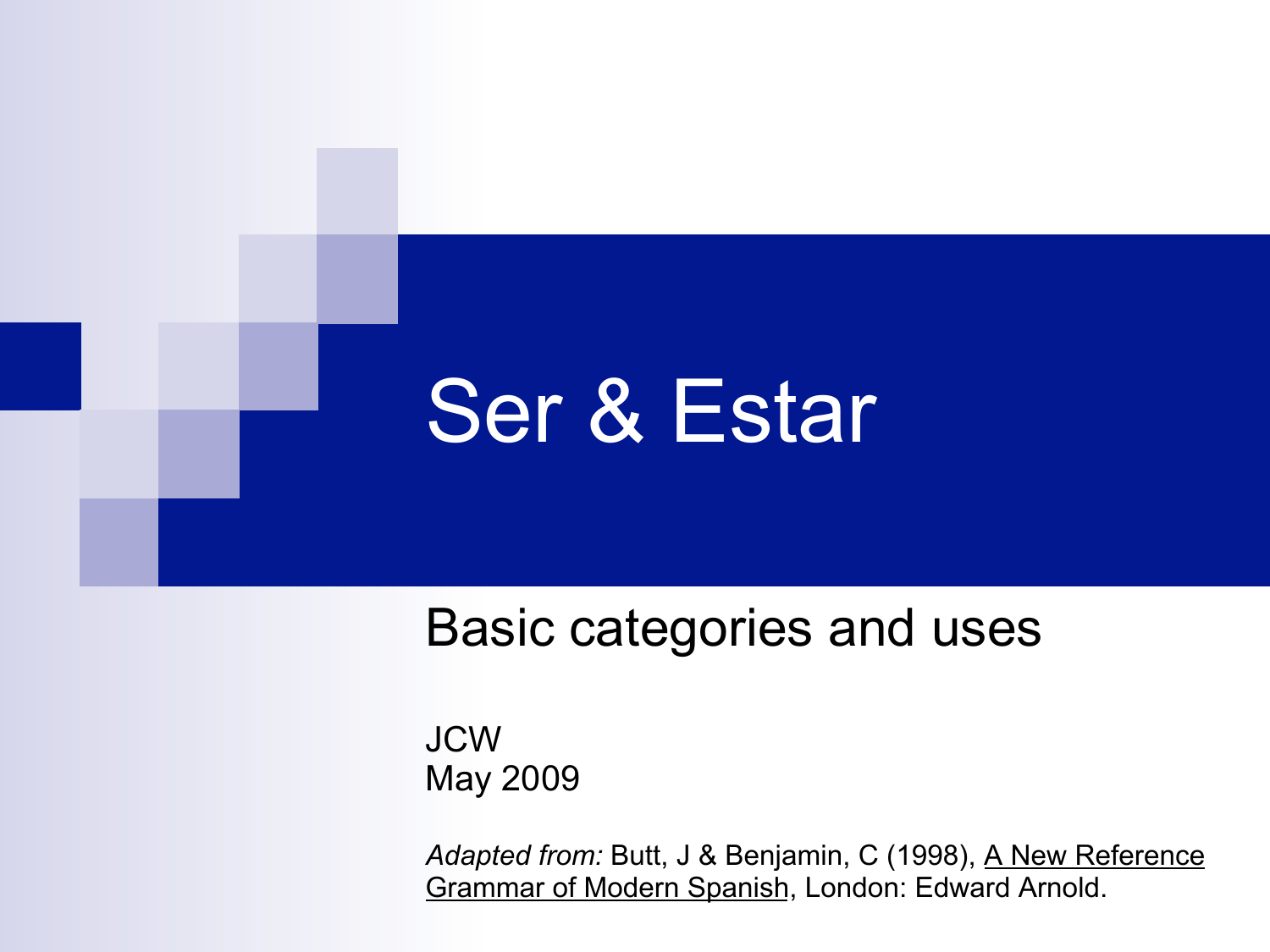# Ser & Estar

## Basic categories and uses

JCW
May 2009

*Adapted from:* Butt, J & Benjamin, C (1998), A New Reference Grammar of Modern Spanish, London: Edward Arnold.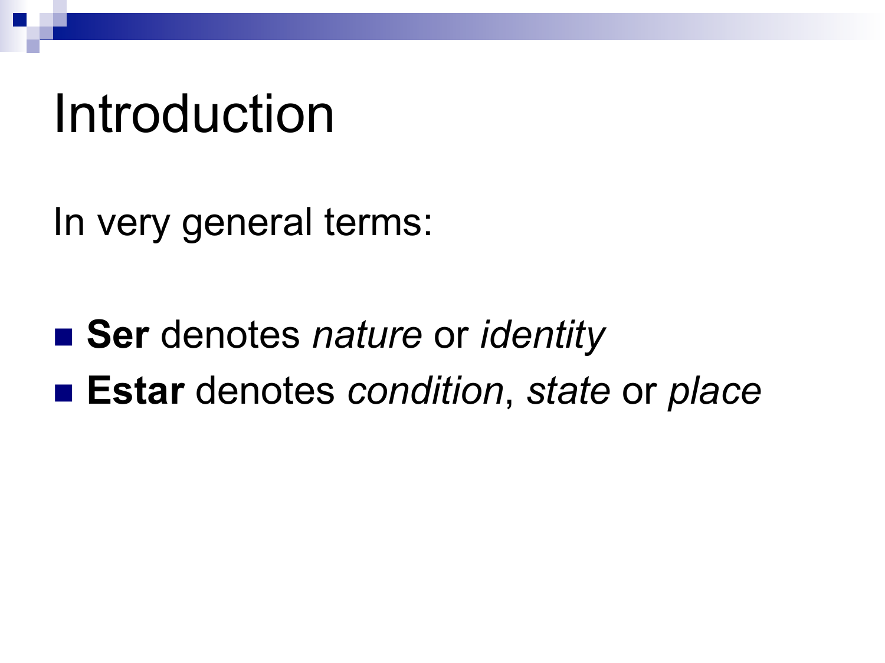# Introduction

In very general terms:

- **Ser** denotes *nature* or *identity*
- **Estar** denotes *condition*, *state* or *place*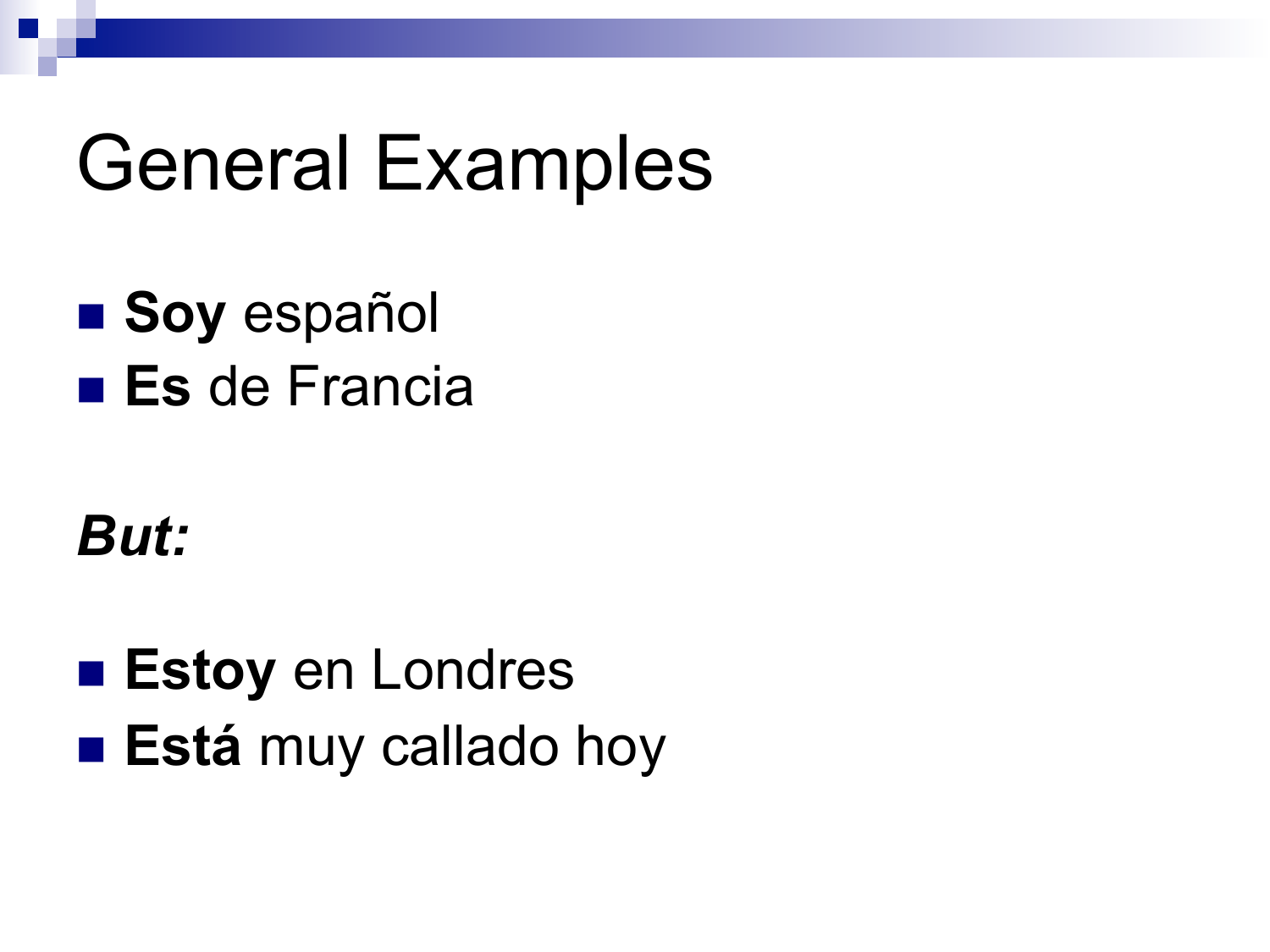# General Examples

- **Soy** español
- **Es** de Francia

***But:***

- **Estoy** en Londres
- **Está** muy callado hoy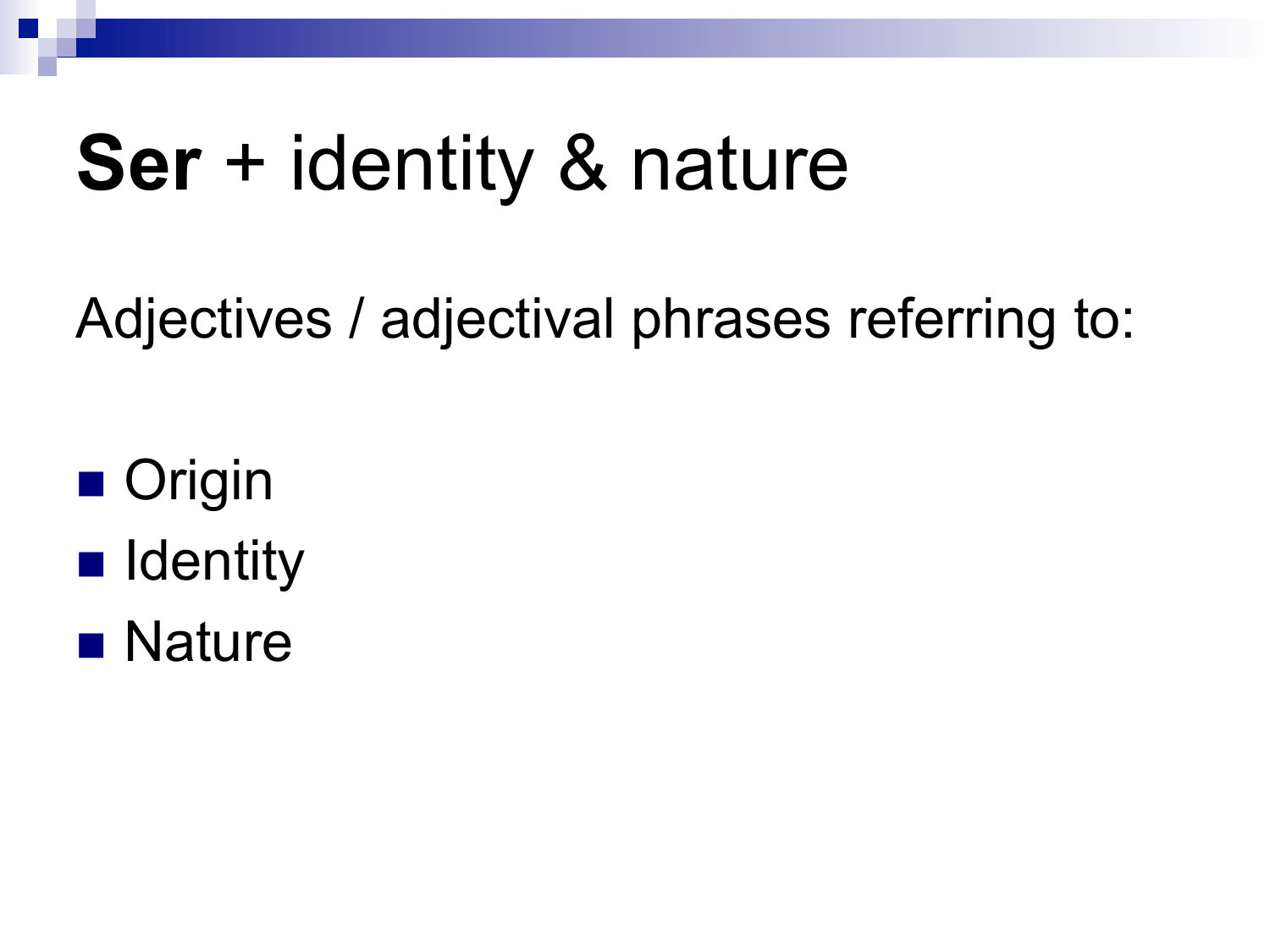# **Ser** + identity & nature

Adjectives / adjectival phrases referring to:

- Origin
- Identity
- Nature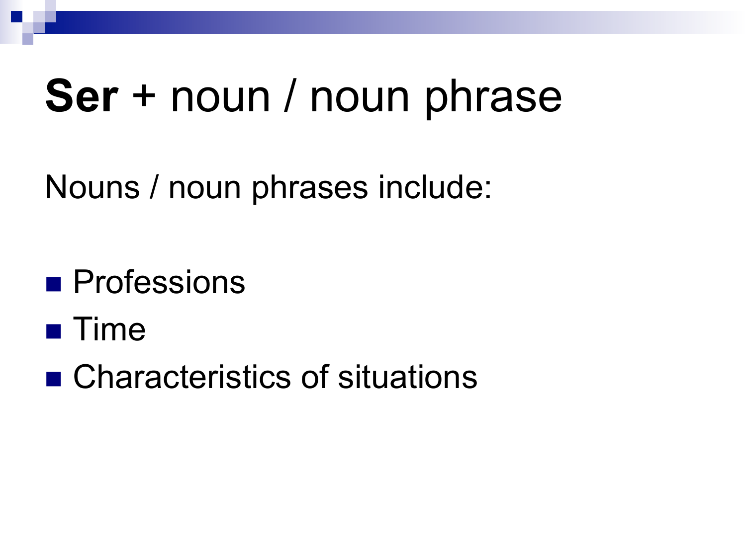# **Ser** + noun / noun phrase

Nouns / noun phrases include:

- Professions
- Time
- Characteristics of situations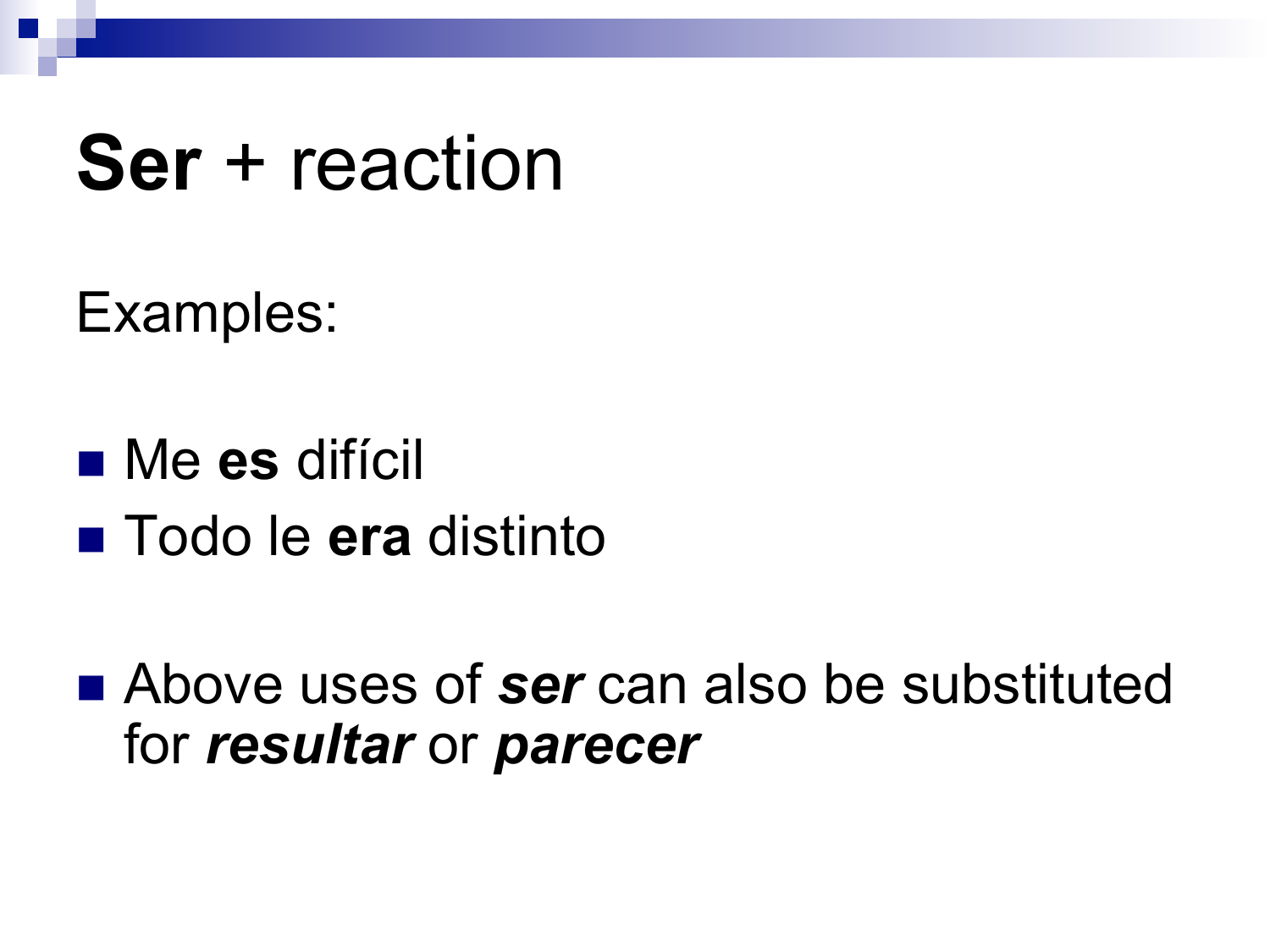# **Ser** + reaction

Examples:

- Me **es** difícil
- Todo le **era** distinto

- Above uses of ***ser*** can also be substituted for ***resultar*** or ***parecer***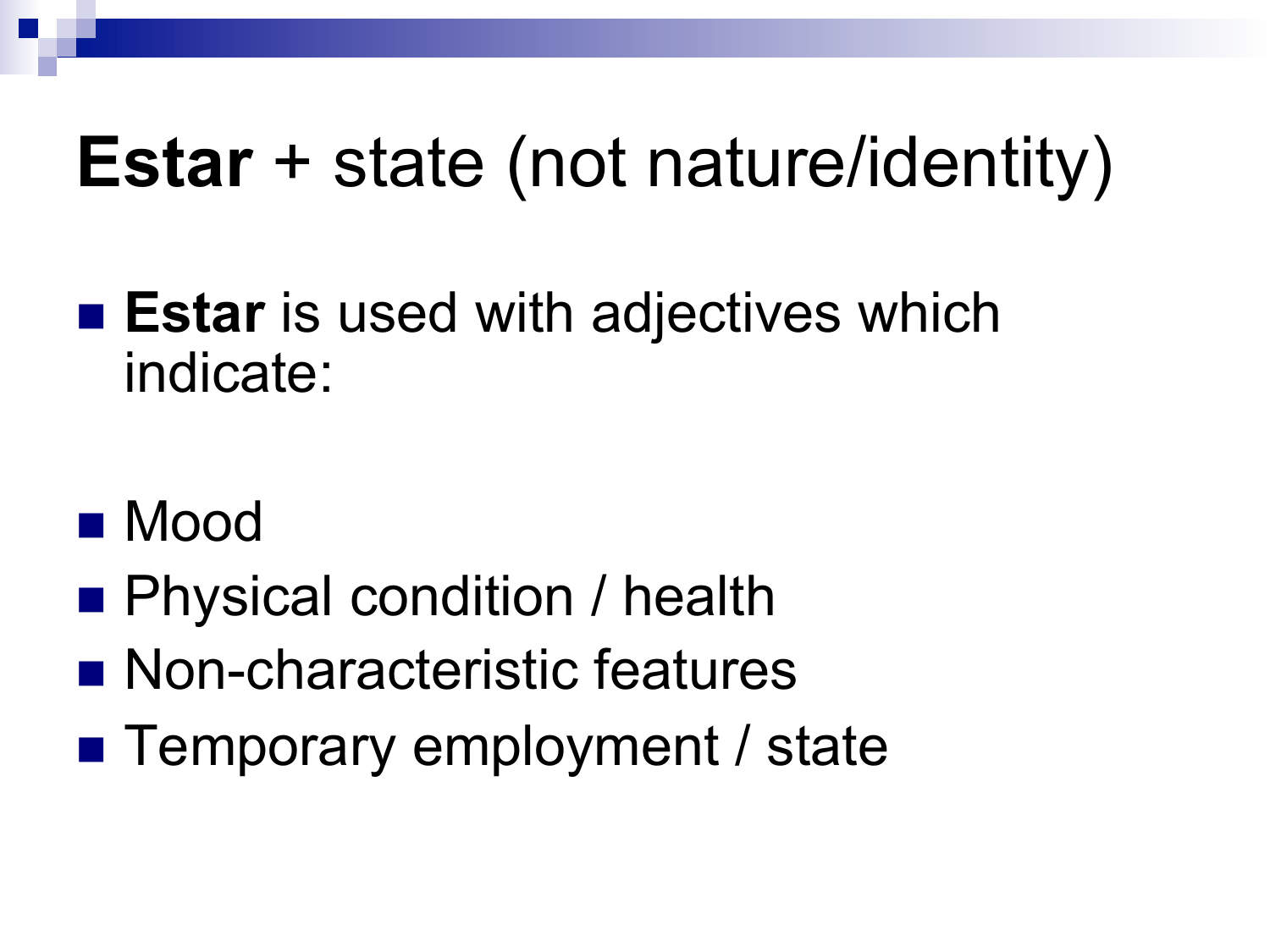# **Estar** + state (not nature/identity)

- **Estar** is used with adjectives which indicate:

- Mood
- Physical condition / health
- Non-characteristic features
- Temporary employment / state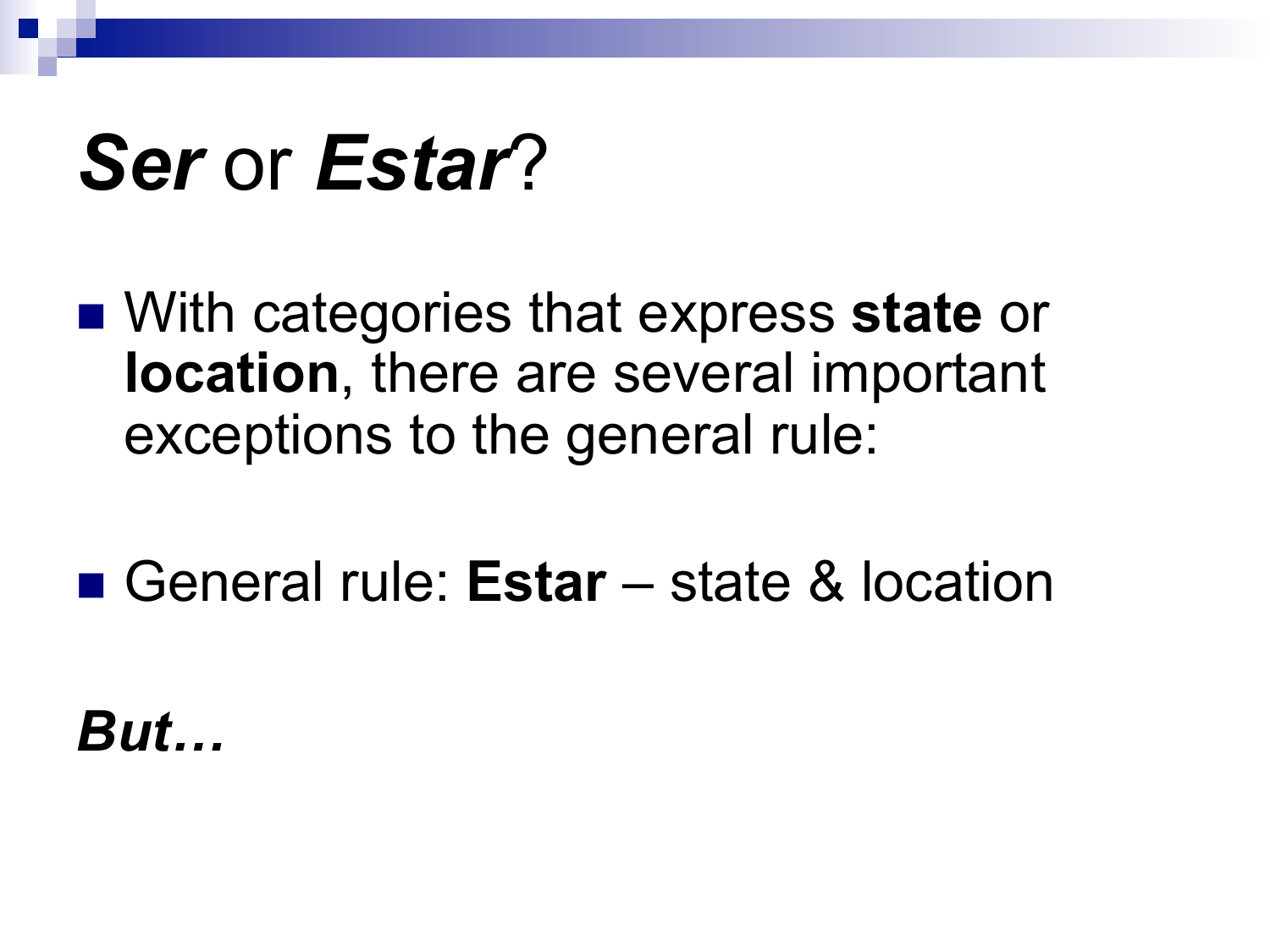# ***Ser*** or ***Estar***?

- With categories that express **state** or **location**, there are several important exceptions to the general rule:

- General rule: **Estar** – state & location

***But…***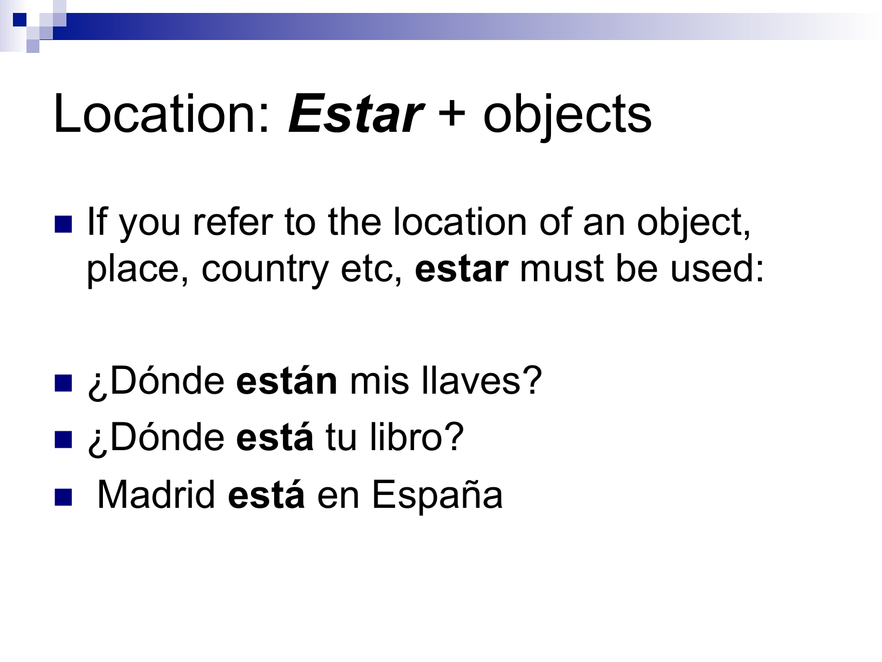# Location: ***Estar*** + objects

- If you refer to the location of an object, place, country etc, **estar** must be used:

- ¿Dónde **están** mis llaves?
- ¿Dónde **está** tu libro?
- Madrid **está** en España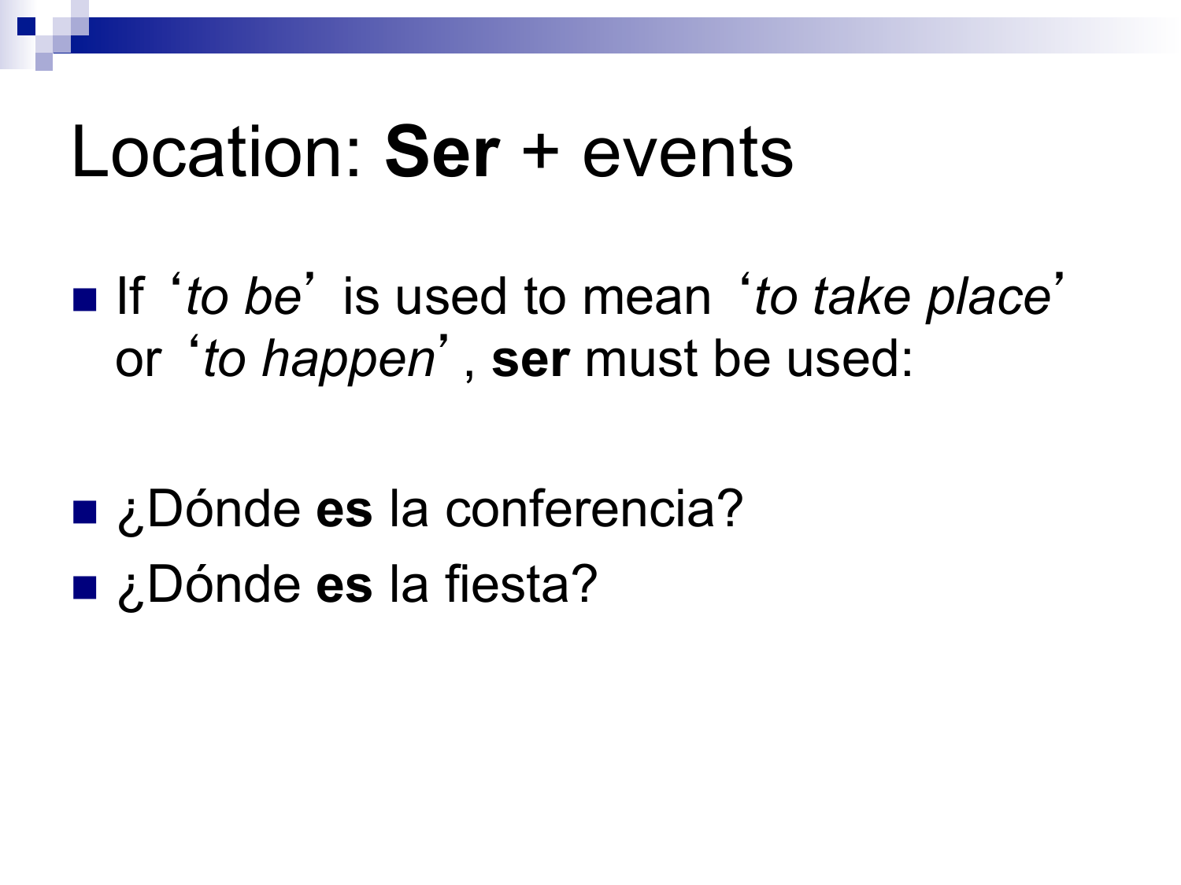# Location: **Ser** + events

- If ‘*to be*’ is used to mean ‘*to take place*’ or ‘*to happen*’, **ser** must be used:

- ¿Dónde **es** la conferencia?
- ¿Dónde **es** la fiesta?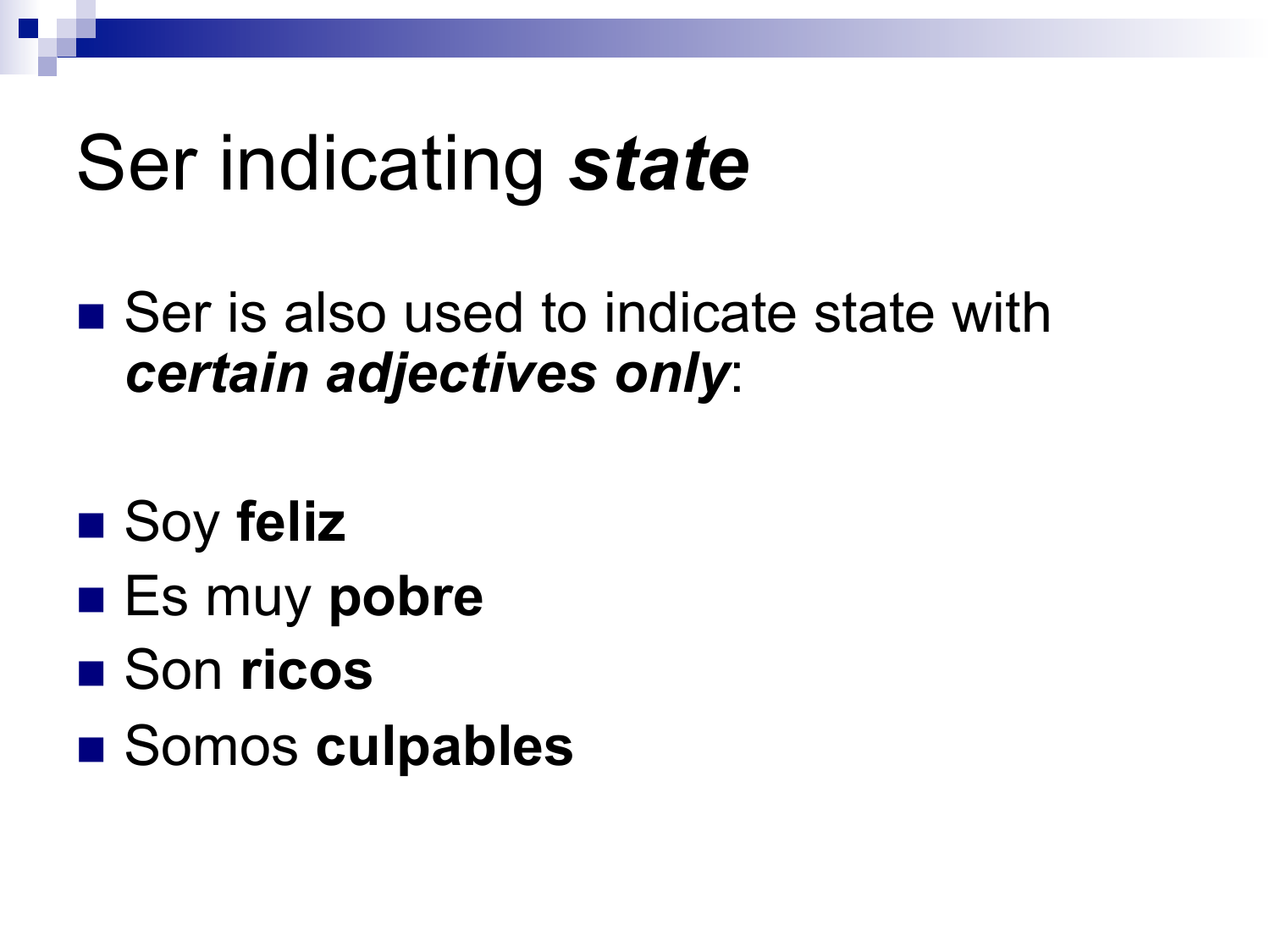# Ser indicating ***state***

- Ser is also used to indicate state with ***certain adjectives only***:

- Soy **feliz**
- Es muy **pobre**
- Son **ricos**
- Somos **culpables**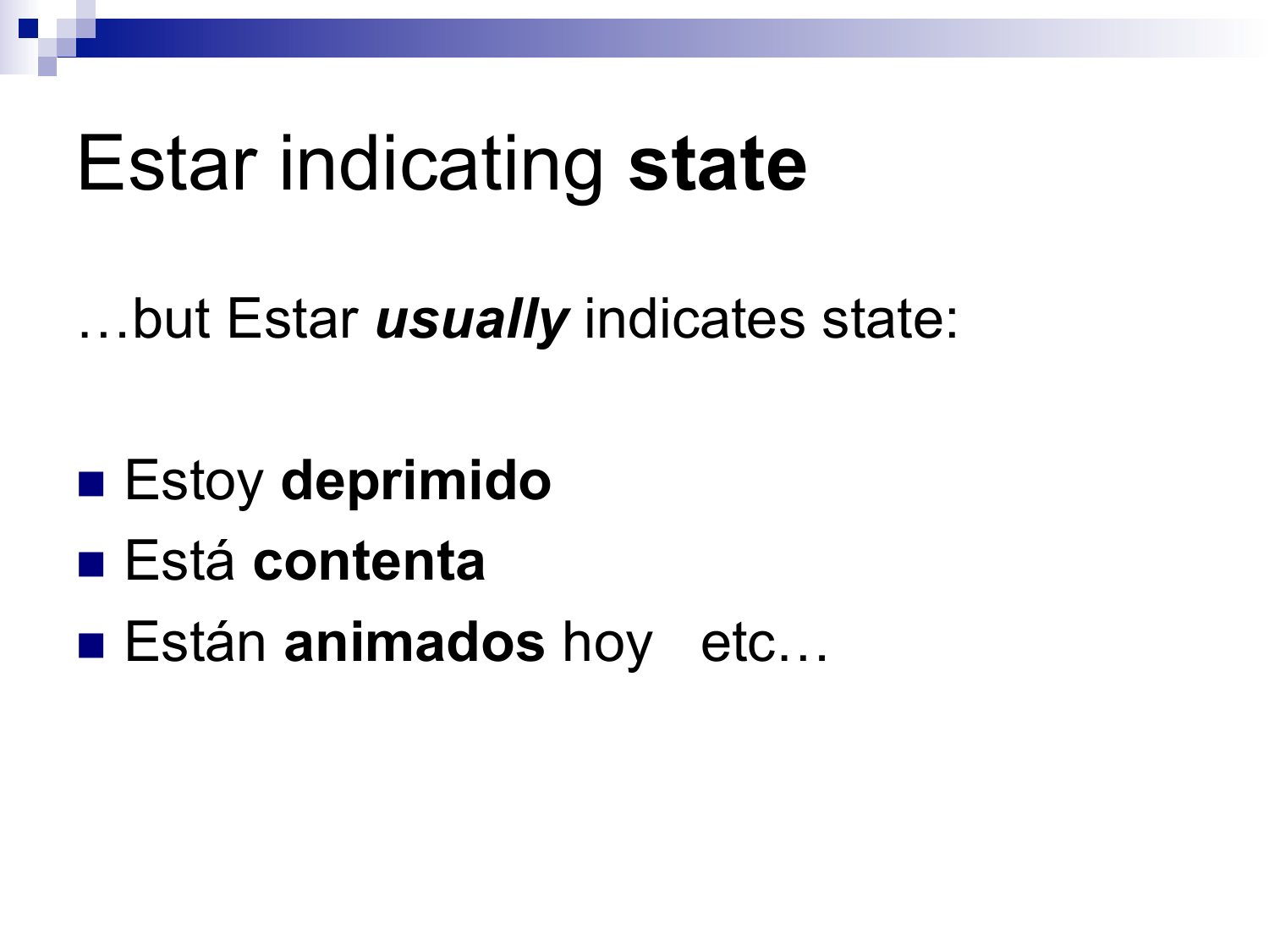# Estar indicating **state**

…but Estar ***usually*** indicates state:

- Estoy **deprimido**
- Está **contenta**
- Están **animados** hoy   etc…